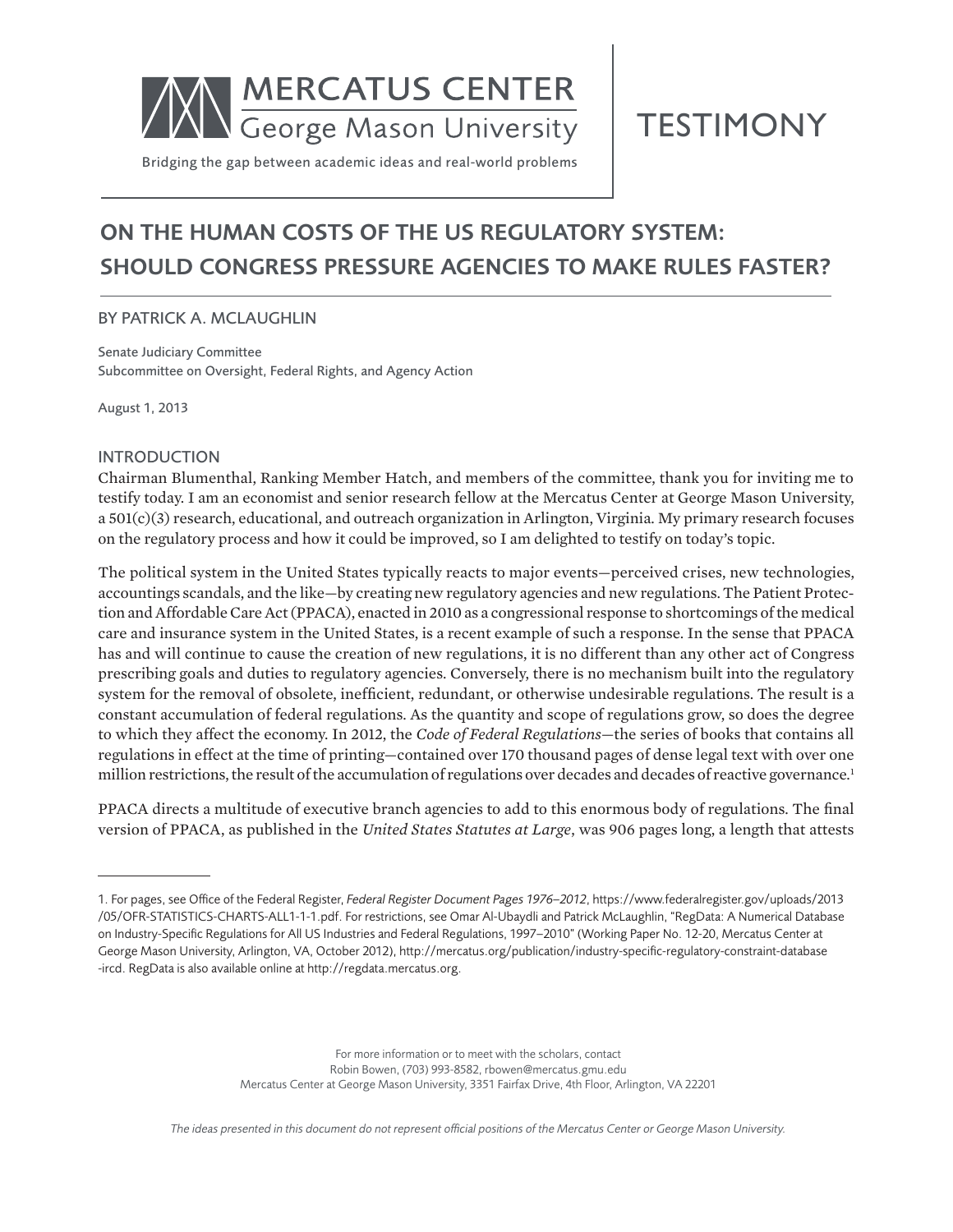MERCATUS CENTER
George Mason University

Bridging the gap between academic ideas and real-world problems

TESTIMONY

# ON THE HUMAN COSTS OF THE US REGULATORY SYSTEM: SHOULD CONGRESS PRESSURE AGENCIES TO MAKE RULES FASTER?

BY PATRICK A. MCLAUGHLIN

Senate Judiciary Committee
Subcommittee on Oversight, Federal Rights, and Agency Action

August 1, 2013

## INTRODUCTION

Chairman Blumenthal, Ranking Member Hatch, and members of the committee, thank you for inviting me to testify today. I am an economist and senior research fellow at the Mercatus Center at George Mason University, a 501(c)(3) research, educational, and outreach organization in Arlington, Virginia. My primary research focuses on the regulatory process and how it could be improved, so I am delighted to testify on today's topic.

The political system in the United States typically reacts to major events—perceived crises, new technologies, accountings scandals, and the like—by creating new regulatory agencies and new regulations. The Patient Protection and Affordable Care Act (PPACA), enacted in 2010 as a congressional response to shortcomings of the medical care and insurance system in the United States, is a recent example of such a response. In the sense that PPACA has and will continue to cause the creation of new regulations, it is no different than any other act of Congress prescribing goals and duties to regulatory agencies. Conversely, there is no mechanism built into the regulatory system for the removal of obsolete, inefficient, redundant, or otherwise undesirable regulations. The result is a constant accumulation of federal regulations. As the quantity and scope of regulations grow, so does the degree to which they affect the economy. In 2012, the *Code of Federal Regulations*—the series of books that contains all regulations in effect at the time of printing—contained over 170 thousand pages of dense legal text with over one million restrictions, the result of the accumulation of regulations over decades and decades of reactive governance.[1]

PPACA directs a multitude of executive branch agencies to add to this enormous body of regulations. The final version of PPACA, as published in the *United States Statutes at Large*, was 906 pages long, a length that attests

---

1. For pages, see Office of the Federal Register, *Federal Register Document Pages 1976–2012*, https://www.federalregister.gov/uploads/2013/05/OFR-STATISTICS-CHARTS-ALL1-1-1.pdf. For restrictions, see Omar Al-Ubaydli and Patrick McLaughlin, "RegData: A Numerical Database on Industry-Specific Regulations for All US Industries and Federal Regulations, 1997–2010" (Working Paper No. 12-20, Mercatus Center at George Mason University, Arlington, VA, October 2012), http://mercatus.org/publication/industry-specific-regulatory-constraint-database-ircd. RegData is also available online at http://regdata.mercatus.org.

For more information or to meet with the scholars, contact
Robin Bowen, (703) 993-8582, rbowen@mercatus.gmu.edu
Mercatus Center at George Mason University, 3351 Fairfax Drive, 4th Floor, Arlington, VA 22201

*The ideas presented in this document do not represent official positions of the Mercatus Center or George Mason University.*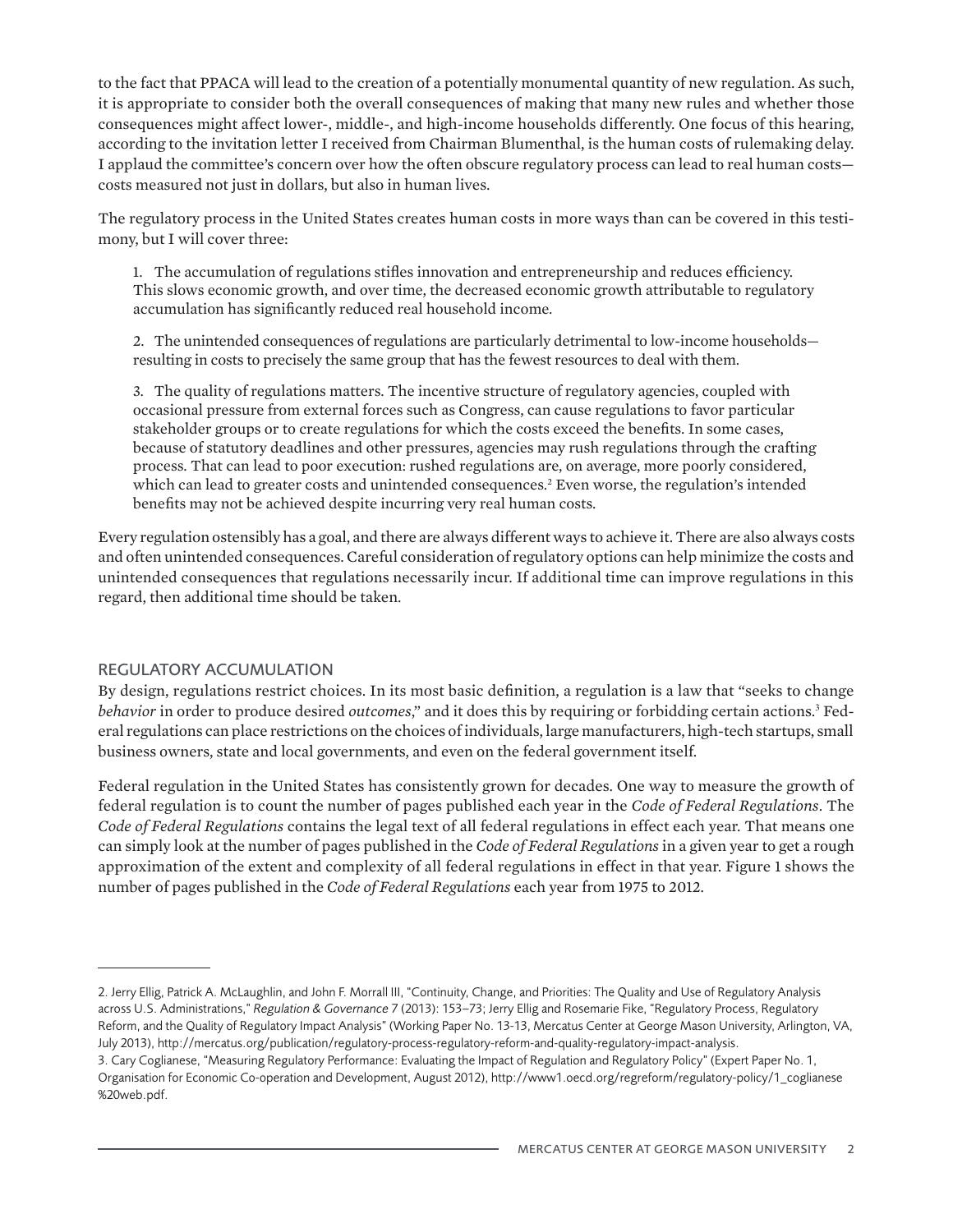to the fact that PPACA will lead to the creation of a potentially monumental quantity of new regulation. As such, it is appropriate to consider both the overall consequences of making that many new rules and whether those consequences might affect lower-, middle-, and high-income households differently. One focus of this hearing, according to the invitation letter I received from Chairman Blumenthal, is the human costs of rulemaking delay. I applaud the committee's concern over how the often obscure regulatory process can lead to real human costs—costs measured not just in dollars, but also in human lives.

The regulatory process in the United States creates human costs in more ways than can be covered in this testimony, but I will cover three:

1. The accumulation of regulations stifles innovation and entrepreneurship and reduces efficiency. This slows economic growth, and over time, the decreased economic growth attributable to regulatory accumulation has significantly reduced real household income.

2. The unintended consequences of regulations are particularly detrimental to low-income households—resulting in costs to precisely the same group that has the fewest resources to deal with them.

3. The quality of regulations matters. The incentive structure of regulatory agencies, coupled with occasional pressure from external forces such as Congress, can cause regulations to favor particular stakeholder groups or to create regulations for which the costs exceed the benefits. In some cases, because of statutory deadlines and other pressures, agencies may rush regulations through the crafting process. That can lead to poor execution: rushed regulations are, on average, more poorly considered, which can lead to greater costs and unintended consequences.[2] Even worse, the regulation's intended benefits may not be achieved despite incurring very real human costs.

Every regulation ostensibly has a goal, and there are always different ways to achieve it. There are also always costs and often unintended consequences. Careful consideration of regulatory options can help minimize the costs and unintended consequences that regulations necessarily incur. If additional time can improve regulations in this regard, then additional time should be taken.

## REGULATORY ACCUMULATION

By design, regulations restrict choices. In its most basic definition, a regulation is a law that "seeks to change *behavior* in order to produce desired *outcomes*," and it does this by requiring or forbidding certain actions.[3] Federal regulations can place restrictions on the choices of individuals, large manufacturers, high-tech startups, small business owners, state and local governments, and even on the federal government itself.

Federal regulation in the United States has consistently grown for decades. One way to measure the growth of federal regulation is to count the number of pages published each year in the *Code of Federal Regulations*. The *Code of Federal Regulations* contains the legal text of all federal regulations in effect each year. That means one can simply look at the number of pages published in the *Code of Federal Regulations* in a given year to get a rough approximation of the extent and complexity of all federal regulations in effect in that year. Figure 1 shows the number of pages published in the *Code of Federal Regulations* each year from 1975 to 2012.

---

2. Jerry Ellig, Patrick A. McLaughlin, and John F. Morrall III, "Continuity, Change, and Priorities: The Quality and Use of Regulatory Analysis across U.S. Administrations," *Regulation & Governance* 7 (2013): 153–73; Jerry Ellig and Rosemarie Fike, "Regulatory Process, Regulatory Reform, and the Quality of Regulatory Impact Analysis" (Working Paper No. 13-13, Mercatus Center at George Mason University, Arlington, VA, July 2013), http://mercatus.org/publication/regulatory-process-regulatory-reform-and-quality-regulatory-impact-analysis.

3. Cary Coglianese, "Measuring Regulatory Performance: Evaluating the Impact of Regulation and Regulatory Policy" (Expert Paper No. 1, Organisation for Economic Co-operation and Development, August 2012), http://www1.oecd.org/regreform/regulatory-policy/1_coglianese%20web.pdf.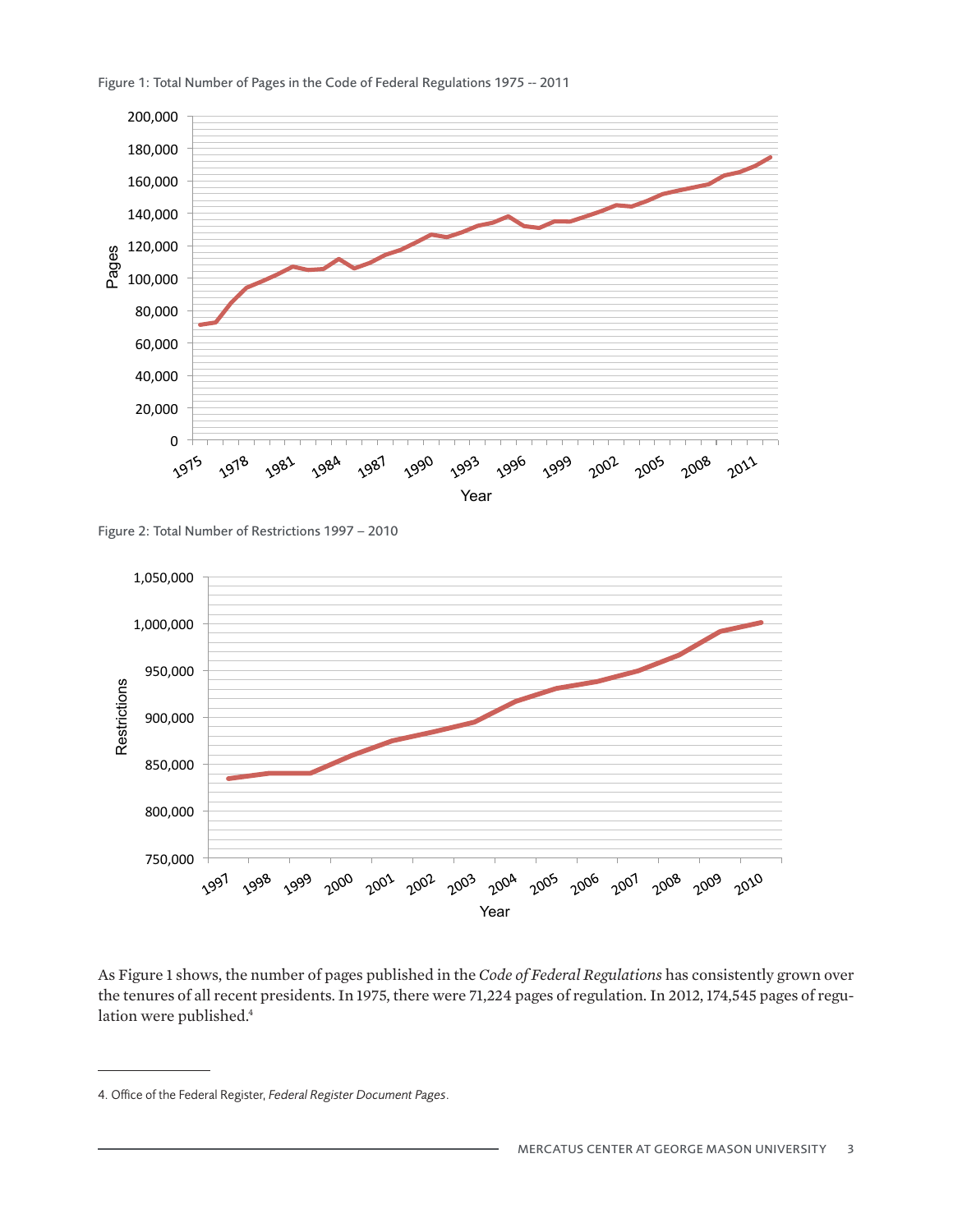Figure 1: Total Number of Pages in the Code of Federal Regulations 1975 -- 2011

Figure 2: Total Number of Restrictions 1997 – 2010

As Figure 1 shows, the number of pages published in the *Code of Federal Regulations* has consistently grown over the tenures of all recent presidents. In 1975, there were 71,224 pages of regulation. In 2012, 174,545 pages of regulation were published.[4]

4. Office of the Federal Register, *Federal Register Document Pages*.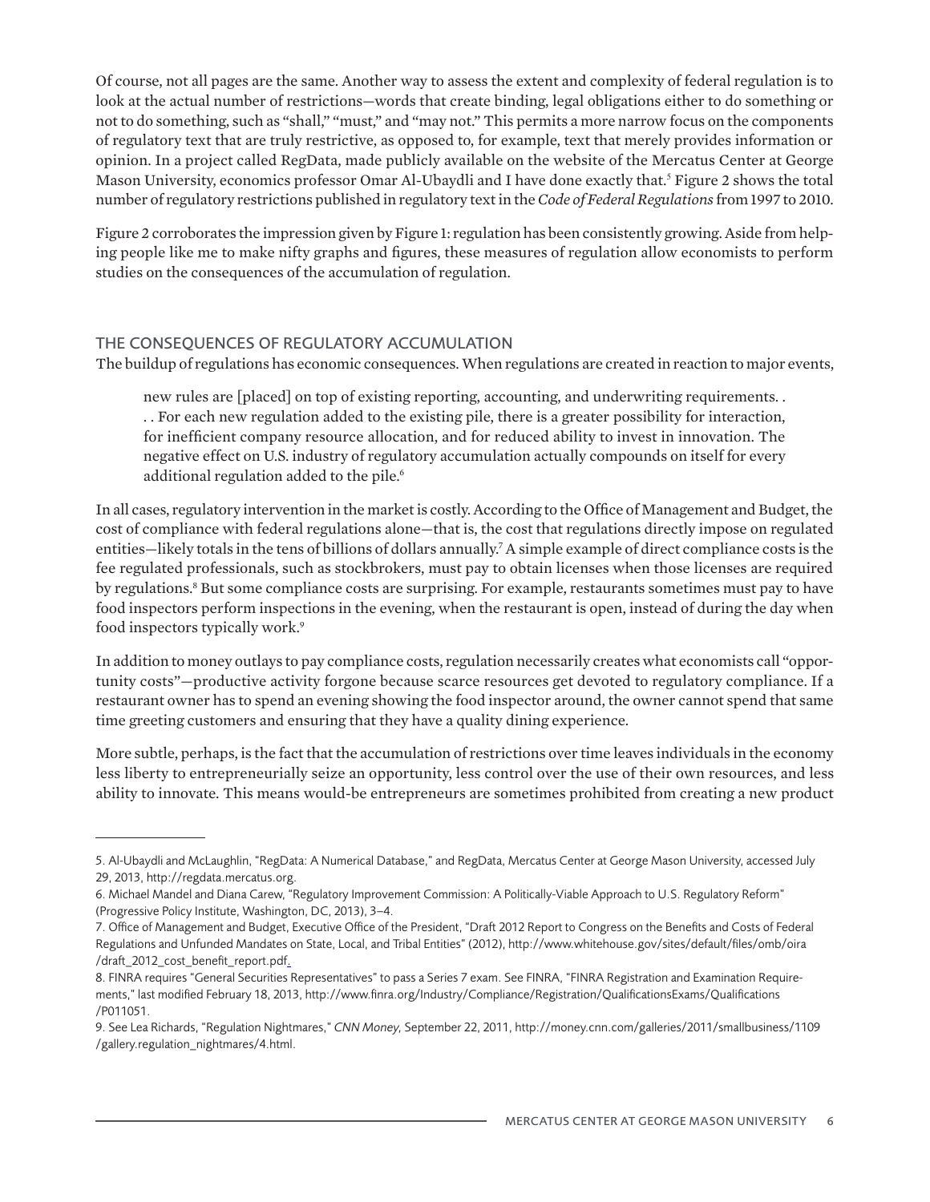Of course, not all pages are the same. Another way to assess the extent and complexity of federal regulation is to look at the actual number of restrictions—words that create binding, legal obligations either to do something or not to do something, such as "shall," "must," and "may not." This permits a more narrow focus on the components of regulatory text that are truly restrictive, as opposed to, for example, text that merely provides information or opinion. In a project called RegData, made publicly available on the website of the Mercatus Center at George Mason University, economics professor Omar Al-Ubaydli and I have done exactly that.[5] Figure 2 shows the total number of regulatory restrictions published in regulatory text in the *Code of Federal Regulations* from 1997 to 2010.

Figure 2 corroborates the impression given by Figure 1: regulation has been consistently growing. Aside from helping people like me to make nifty graphs and figures, these measures of regulation allow economists to perform studies on the consequences of the accumulation of regulation.

## THE CONSEQUENCES OF REGULATORY ACCUMULATION

The buildup of regulations has economic consequences. When regulations are created in reaction to major events,

> new rules are [placed] on top of existing reporting, accounting, and underwriting requirements. . . . For each new regulation added to the existing pile, there is a greater possibility for interaction, for inefficient company resource allocation, and for reduced ability to invest in innovation. The negative effect on U.S. industry of regulatory accumulation actually compounds on itself for every additional regulation added to the pile.[6]

In all cases, regulatory intervention in the market is costly. According to the Office of Management and Budget, the cost of compliance with federal regulations alone—that is, the cost that regulations directly impose on regulated entities—likely totals in the tens of billions of dollars annually.[7] A simple example of direct compliance costs is the fee regulated professionals, such as stockbrokers, must pay to obtain licenses when those licenses are required by regulations.[8] But some compliance costs are surprising. For example, restaurants sometimes must pay to have food inspectors perform inspections in the evening, when the restaurant is open, instead of during the day when food inspectors typically work.[9]

In addition to money outlays to pay compliance costs, regulation necessarily creates what economists call "opportunity costs"—productive activity forgone because scarce resources get devoted to regulatory compliance. If a restaurant owner has to spend an evening showing the food inspector around, the owner cannot spend that same time greeting customers and ensuring that they have a quality dining experience.

More subtle, perhaps, is the fact that the accumulation of restrictions over time leaves individuals in the economy less liberty to entrepreneurially seize an opportunity, less control over the use of their own resources, and less ability to innovate. This means would-be entrepreneurs are sometimes prohibited from creating a new product

---

5. Al-Ubaydli and McLaughlin, "RegData: A Numerical Database," and RegData, Mercatus Center at George Mason University, accessed July 29, 2013, http://regdata.mercatus.org.

6. Michael Mandel and Diana Carew, "Regulatory Improvement Commission: A Politically-Viable Approach to U.S. Regulatory Reform" (Progressive Policy Institute, Washington, DC, 2013), 3–4.

7. Office of Management and Budget, Executive Office of the President, "Draft 2012 Report to Congress on the Benefits and Costs of Federal Regulations and Unfunded Mandates on State, Local, and Tribal Entities" (2012), http://www.whitehouse.gov/sites/default/files/omb/oira/draft_2012_cost_benefit_report.pdf.

8. FINRA requires "General Securities Representatives" to pass a Series 7 exam. See FINRA, "FINRA Registration and Examination Requirements," last modified February 18, 2013, http://www.finra.org/Industry/Compliance/Registration/QualificationsExams/Qualifications/P011051.

9. See Lea Richards, "Regulation Nightmares," *CNN Money*, September 22, 2011, http://money.cnn.com/galleries/2011/smallbusiness/1109/gallery.regulation_nightmares/4.html.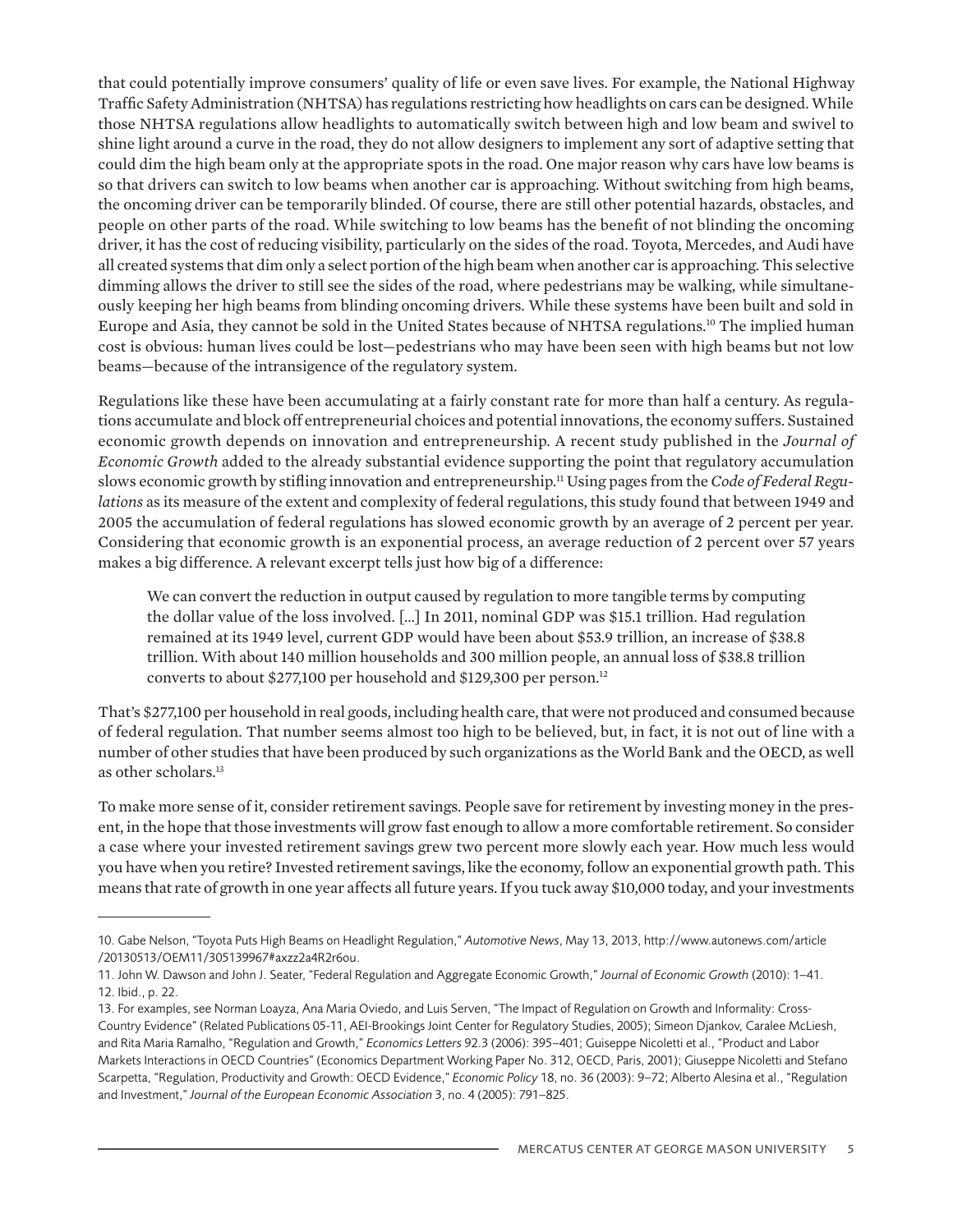that could potentially improve consumers' quality of life or even save lives. For example, the National Highway Traffic Safety Administration (NHTSA) has regulations restricting how headlights on cars can be designed. While those NHTSA regulations allow headlights to automatically switch between high and low beam and swivel to shine light around a curve in the road, they do not allow designers to implement any sort of adaptive setting that could dim the high beam only at the appropriate spots in the road. One major reason why cars have low beams is so that drivers can switch to low beams when another car is approaching. Without switching from high beams, the oncoming driver can be temporarily blinded. Of course, there are still other potential hazards, obstacles, and people on other parts of the road. While switching to low beams has the benefit of not blinding the oncoming driver, it has the cost of reducing visibility, particularly on the sides of the road. Toyota, Mercedes, and Audi have all created systems that dim only a select portion of the high beam when another car is approaching. This selective dimming allows the driver to still see the sides of the road, where pedestrians may be walking, while simultaneously keeping her high beams from blinding oncoming drivers. While these systems have been built and sold in Europe and Asia, they cannot be sold in the United States because of NHTSA regulations.[10] The implied human cost is obvious: human lives could be lost—pedestrians who may have been seen with high beams but not low beams—because of the intransigence of the regulatory system.

Regulations like these have been accumulating at a fairly constant rate for more than half a century. As regulations accumulate and block off entrepreneurial choices and potential innovations, the economy suffers. Sustained economic growth depends on innovation and entrepreneurship. A recent study published in the *Journal of Economic Growth* added to the already substantial evidence supporting the point that regulatory accumulation slows economic growth by stifling innovation and entrepreneurship.[11] Using pages from the *Code of Federal Regulations* as its measure of the extent and complexity of federal regulations, this study found that between 1949 and 2005 the accumulation of federal regulations has slowed economic growth by an average of 2 percent per year. Considering that economic growth is an exponential process, an average reduction of 2 percent over 57 years makes a big difference. A relevant excerpt tells just how big of a difference:

> We can convert the reduction in output caused by regulation to more tangible terms by computing the dollar value of the loss involved. [...] In 2011, nominal GDP was $15.1 trillion. Had regulation remained at its 1949 level, current GDP would have been about $53.9 trillion, an increase of $38.8 trillion. With about 140 million households and 300 million people, an annual loss of $38.8 trillion converts to about $277,100 per household and $129,300 per person.[12]

That's $277,100 per household in real goods, including health care, that were not produced and consumed because of federal regulation. That number seems almost too high to be believed, but, in fact, it is not out of line with a number of other studies that have been produced by such organizations as the World Bank and the OECD, as well as other scholars.[13]

To make more sense of it, consider retirement savings. People save for retirement by investing money in the present, in the hope that those investments will grow fast enough to allow a more comfortable retirement. So consider a case where your invested retirement savings grew two percent more slowly each year. How much less would you have when you retire? Invested retirement savings, like the economy, follow an exponential growth path. This means that rate of growth in one year affects all future years. If you tuck away $10,000 today, and your investments

---

10. Gabe Nelson, "Toyota Puts High Beams on Headlight Regulation," *Automotive News*, May 13, 2013, http://www.autonews.com/article/20130513/OEM11/305139967#axzz2a4R2r6ou.

11. John W. Dawson and John J. Seater, "Federal Regulation and Aggregate Economic Growth," *Journal of Economic Growth* (2010): 1–41.

12. Ibid., p. 22.

13. For examples, see Norman Loayza, Ana Maria Oviedo, and Luis Serven, "The Impact of Regulation on Growth and Informality: Cross-Country Evidence" (Related Publications 05-11, AEI-Brookings Joint Center for Regulatory Studies, 2005); Simeon Djankov, Caralee McLiesh, and Rita Maria Ramalho, "Regulation and Growth," *Economics Letters* 92.3 (2006): 395–401; Guiseppe Nicoletti et al., "Product and Labor Markets Interactions in OECD Countries" (Economics Department Working Paper No. 312, OECD, Paris, 2001); Giuseppe Nicoletti and Stefano Scarpetta, "Regulation, Productivity and Growth: OECD Evidence," *Economic Policy* 18, no. 36 (2003): 9–72; Alberto Alesina et al., "Regulation and Investment," *Journal of the European Economic Association* 3, no. 4 (2005): 791–825.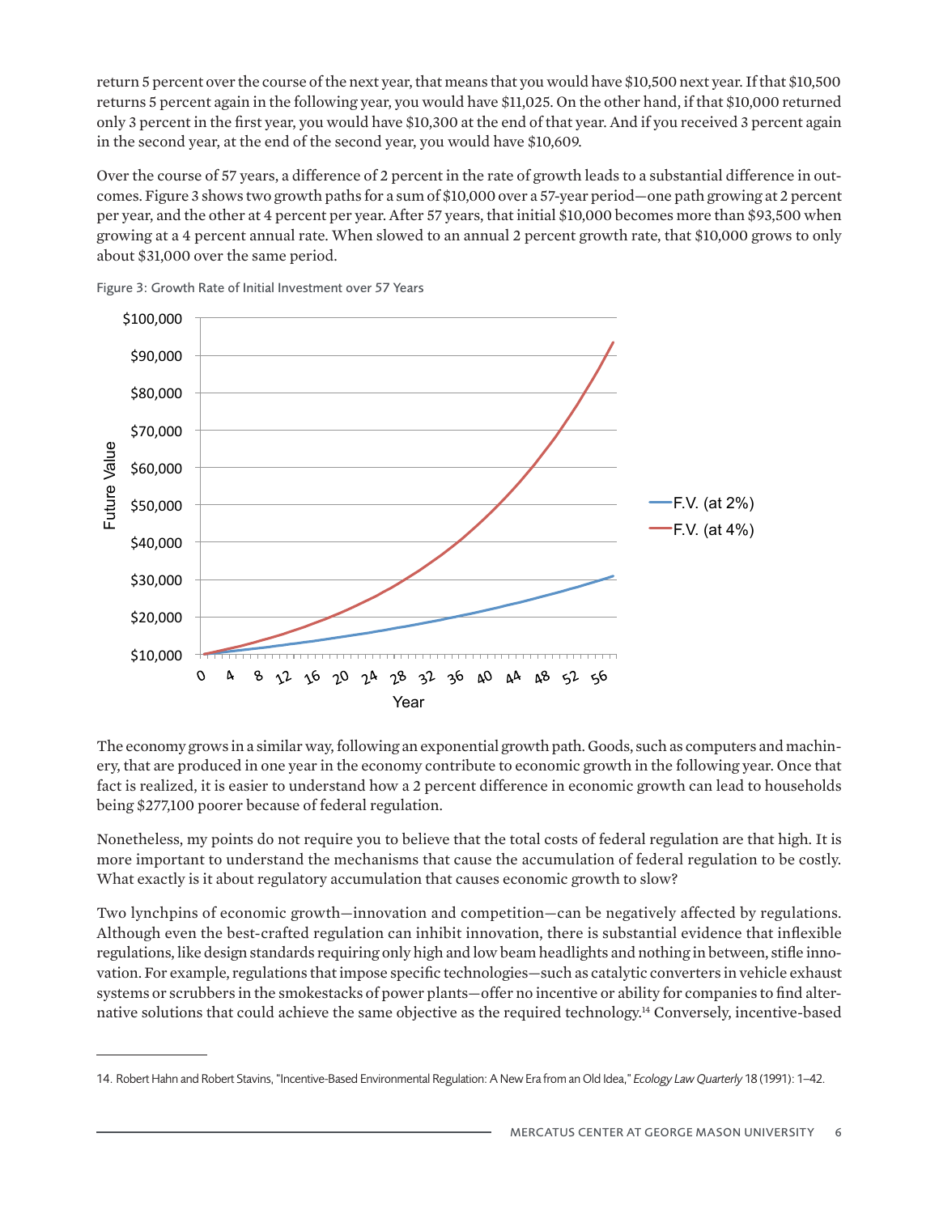return 5 percent over the course of the next year, that means that you would have $10,500 next year. If that $10,500 returns 5 percent again in the following year, you would have $11,025. On the other hand, if that $10,000 returned only 3 percent in the first year, you would have $10,300 at the end of that year. And if you received 3 percent again in the second year, at the end of the second year, you would have $10,609.

Over the course of 57 years, a difference of 2 percent in the rate of growth leads to a substantial difference in outcomes. Figure 3 shows two growth paths for a sum of $10,000 over a 57-year period—one path growing at 2 percent per year, and the other at 4 percent per year. After 57 years, that initial $10,000 becomes more than $93,500 when growing at a 4 percent annual rate. When slowed to an annual 2 percent growth rate, that $10,000 grows to only about $31,000 over the same period.

Figure 3: Growth Rate of Initial Investment over 57 Years

The economy grows in a similar way, following an exponential growth path. Goods, such as computers and machinery, that are produced in one year in the economy contribute to economic growth in the following year. Once that fact is realized, it is easier to understand how a 2 percent difference in economic growth can lead to households being $277,100 poorer because of federal regulation.

Nonetheless, my points do not require you to believe that the total costs of federal regulation are that high. It is more important to understand the mechanisms that cause the accumulation of federal regulation to be costly. What exactly is it about regulatory accumulation that causes economic growth to slow?

Two lynchpins of economic growth—innovation and competition—can be negatively affected by regulations. Although even the best-crafted regulation can inhibit innovation, there is substantial evidence that inflexible regulations, like design standards requiring only high and low beam headlights and nothing in between, stifle innovation. For example, regulations that impose specific technologies—such as catalytic converters in vehicle exhaust systems or scrubbers in the smokestacks of power plants—offer no incentive or ability for companies to find alternative solutions that could achieve the same objective as the required technology.[14] Conversely, incentive-based

14. Robert Hahn and Robert Stavins, "Incentive-Based Environmental Regulation: A New Era from an Old Idea," *Ecology Law Quarterly* 18 (1991): 1–42.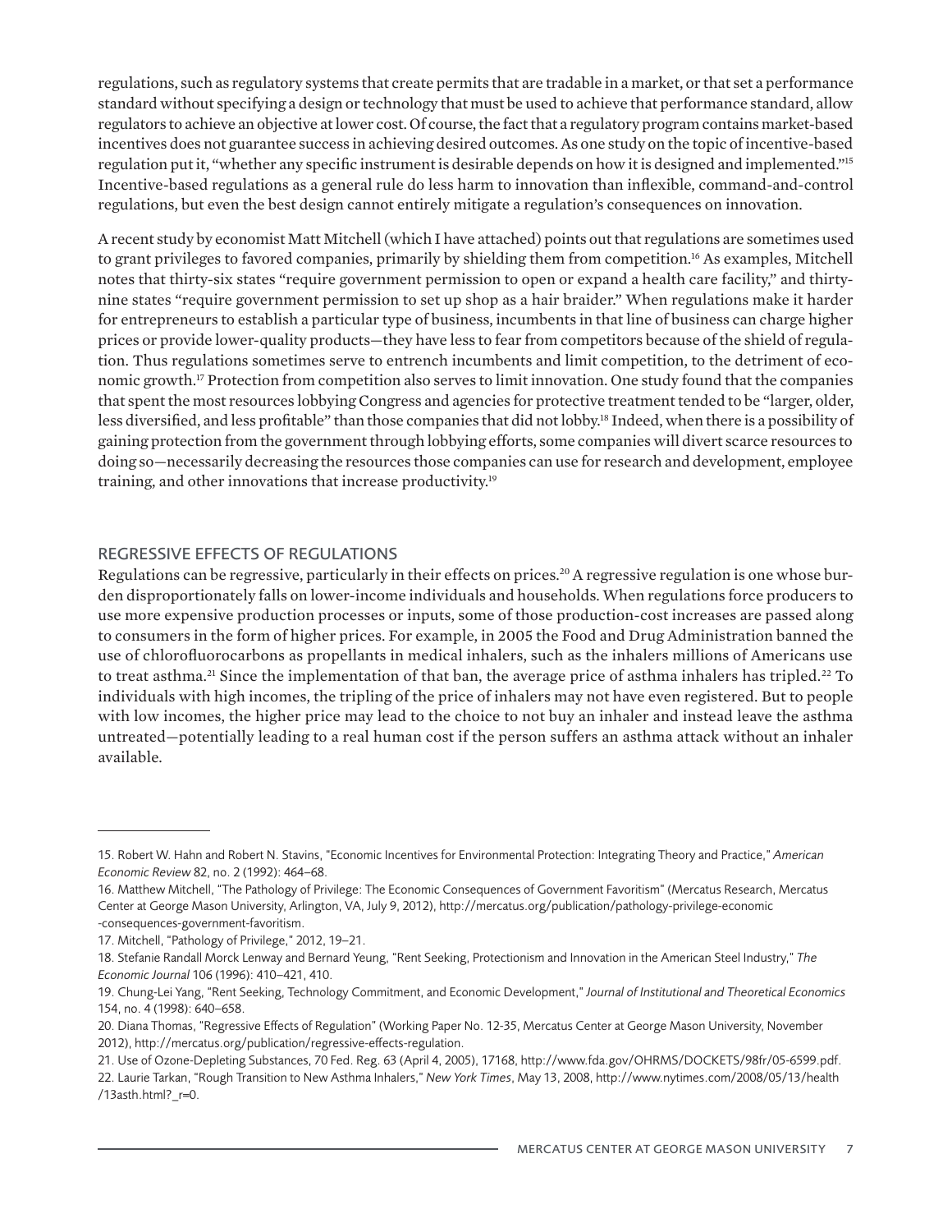regulations, such as regulatory systems that create permits that are tradable in a market, or that set a performance standard without specifying a design or technology that must be used to achieve that performance standard, allow regulators to achieve an objective at lower cost. Of course, the fact that a regulatory program contains market-based incentives does not guarantee success in achieving desired outcomes. As one study on the topic of incentive-based regulation put it, "whether any specific instrument is desirable depends on how it is designed and implemented."[15] Incentive-based regulations as a general rule do less harm to innovation than inflexible, command-and-control regulations, but even the best design cannot entirely mitigate a regulation's consequences on innovation.

A recent study by economist Matt Mitchell (which I have attached) points out that regulations are sometimes used to grant privileges to favored companies, primarily by shielding them from competition.[16] As examples, Mitchell notes that thirty-six states "require government permission to open or expand a health care facility," and thirty-nine states "require government permission to set up shop as a hair braider." When regulations make it harder for entrepreneurs to establish a particular type of business, incumbents in that line of business can charge higher prices or provide lower-quality products—they have less to fear from competitors because of the shield of regulation. Thus regulations sometimes serve to entrench incumbents and limit competition, to the detriment of economic growth.[17] Protection from competition also serves to limit innovation. One study found that the companies that spent the most resources lobbying Congress and agencies for protective treatment tended to be "larger, older, less diversified, and less profitable" than those companies that did not lobby.[18] Indeed, when there is a possibility of gaining protection from the government through lobbying efforts, some companies will divert scarce resources to doing so—necessarily decreasing the resources those companies can use for research and development, employee training, and other innovations that increase productivity.[19]

## REGRESSIVE EFFECTS OF REGULATIONS

Regulations can be regressive, particularly in their effects on prices.[20] A regressive regulation is one whose burden disproportionately falls on lower-income individuals and households. When regulations force producers to use more expensive production processes or inputs, some of those production-cost increases are passed along to consumers in the form of higher prices. For example, in 2005 the Food and Drug Administration banned the use of chlorofluorocarbons as propellants in medical inhalers, such as the inhalers millions of Americans use to treat asthma.[21] Since the implementation of that ban, the average price of asthma inhalers has tripled.[22] To individuals with high incomes, the tripling of the price of inhalers may not have even registered. But to people with low incomes, the higher price may lead to the choice to not buy an inhaler and instead leave the asthma untreated—potentially leading to a real human cost if the person suffers an asthma attack without an inhaler available.

---

15. Robert W. Hahn and Robert N. Stavins, "Economic Incentives for Environmental Protection: Integrating Theory and Practice," *American Economic Review* 82, no. 2 (1992): 464–68.
16. Matthew Mitchell, "The Pathology of Privilege: The Economic Consequences of Government Favoritism" (Mercatus Research, Mercatus Center at George Mason University, Arlington, VA, July 9, 2012), http://mercatus.org/publication/pathology-privilege-economic-consequences-government-favoritism.
17. Mitchell, "Pathology of Privilege," 2012, 19–21.
18. Stefanie Randall Morck Lenway and Bernard Yeung, "Rent Seeking, Protectionism and Innovation in the American Steel Industry," *The Economic Journal* 106 (1996): 410–421, 410.
19. Chung-Lei Yang, "Rent Seeking, Technology Commitment, and Economic Development," *Journal of Institutional and Theoretical Economics* 154, no. 4 (1998): 640–658.
20. Diana Thomas, "Regressive Effects of Regulation" (Working Paper No. 12-35, Mercatus Center at George Mason University, November 2012), http://mercatus.org/publication/regressive-effects-regulation.
21. Use of Ozone-Depleting Substances, 70 Fed. Reg. 63 (April 4, 2005), 17168, http://www.fda.gov/OHRMS/DOCKETS/98fr/05-6599.pdf.
22. Laurie Tarkan, "Rough Transition to New Asthma Inhalers," *New York Times*, May 13, 2008, http://www.nytimes.com/2008/05/13/health/13asth.html?_r=0.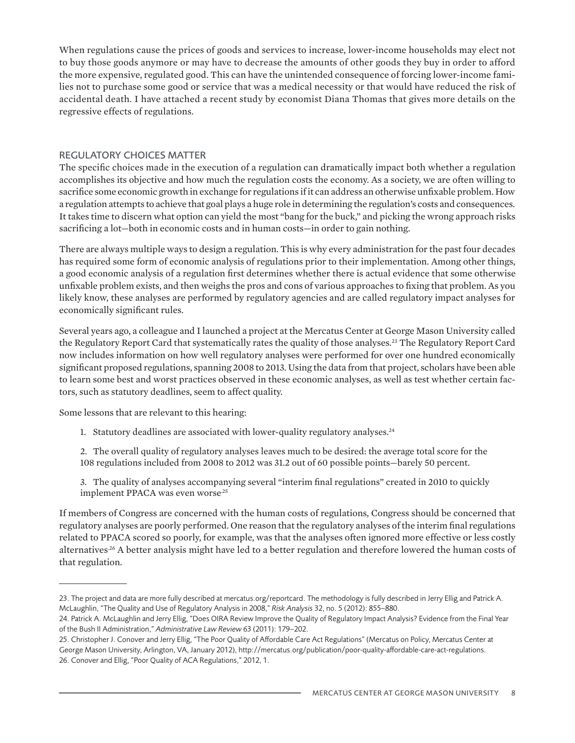When regulations cause the prices of goods and services to increase, lower-income households may elect not to buy those goods anymore or may have to decrease the amounts of other goods they buy in order to afford the more expensive, regulated good. This can have the unintended consequence of forcing lower-income families not to purchase some good or service that was a medical necessity or that would have reduced the risk of accidental death. I have attached a recent study by economist Diana Thomas that gives more details on the regressive effects of regulations.

## REGULATORY CHOICES MATTER

The specific choices made in the execution of a regulation can dramatically impact both whether a regulation accomplishes its objective and how much the regulation costs the economy. As a society, we are often willing to sacrifice some economic growth in exchange for regulations if it can address an otherwise unfixable problem. How a regulation attempts to achieve that goal plays a huge role in determining the regulation's costs and consequences. It takes time to discern what option can yield the most "bang for the buck," and picking the wrong approach risks sacrificing a lot—both in economic costs and in human costs—in order to gain nothing.

There are always multiple ways to design a regulation. This is why every administration for the past four decades has required some form of economic analysis of regulations prior to their implementation. Among other things, a good economic analysis of a regulation first determines whether there is actual evidence that some otherwise unfixable problem exists, and then weighs the pros and cons of various approaches to fixing that problem. As you likely know, these analyses are performed by regulatory agencies and are called regulatory impact analyses for economically significant rules.

Several years ago, a colleague and I launched a project at the Mercatus Center at George Mason University called the Regulatory Report Card that systematically rates the quality of those analyses.[23] The Regulatory Report Card now includes information on how well regulatory analyses were performed for over one hundred economically significant proposed regulations, spanning 2008 to 2013. Using the data from that project, scholars have been able to learn some best and worst practices observed in these economic analyses, as well as test whether certain factors, such as statutory deadlines, seem to affect quality.

Some lessons that are relevant to this hearing:

1. Statutory deadlines are associated with lower-quality regulatory analyses.[24]

2. The overall quality of regulatory analyses leaves much to be desired: the average total score for the 108 regulations included from 2008 to 2012 was 31.2 out of 60 possible points—barely 50 percent.

3. The quality of analyses accompanying several "interim final regulations" created in 2010 to quickly implement PPACA was even worse.[25]

If members of Congress are concerned with the human costs of regulations, Congress should be concerned that regulatory analyses are poorly performed. One reason that the regulatory analyses of the interim final regulations related to PPACA scored so poorly, for example, was that the analyses often ignored more effective or less costly alternatives.[26] A better analysis might have led to a better regulation and therefore lowered the human costs of that regulation.

---

23. The project and data are more fully described at mercatus.org/reportcard. The methodology is fully described in Jerry Ellig and Patrick A. McLaughlin, "The Quality and Use of Regulatory Analysis in 2008," *Risk Analysis* 32, no. 5 (2012): 855–880.

24. Patrick A. McLaughlin and Jerry Ellig, "Does OIRA Review Improve the Quality of Regulatory Impact Analysis? Evidence from the Final Year of the Bush II Administration," *Administrative Law Review* 63 (2011): 179–202.

25. Christopher J. Conover and Jerry Ellig, "The Poor Quality of Affordable Care Act Regulations" (Mercatus on Policy, Mercatus Center at George Mason University, Arlington, VA, January 2012), http://mercatus.org/publication/poor-quality-affordable-care-act-regulations.

26. Conover and Ellig, "Poor Quality of ACA Regulations," 2012, 1.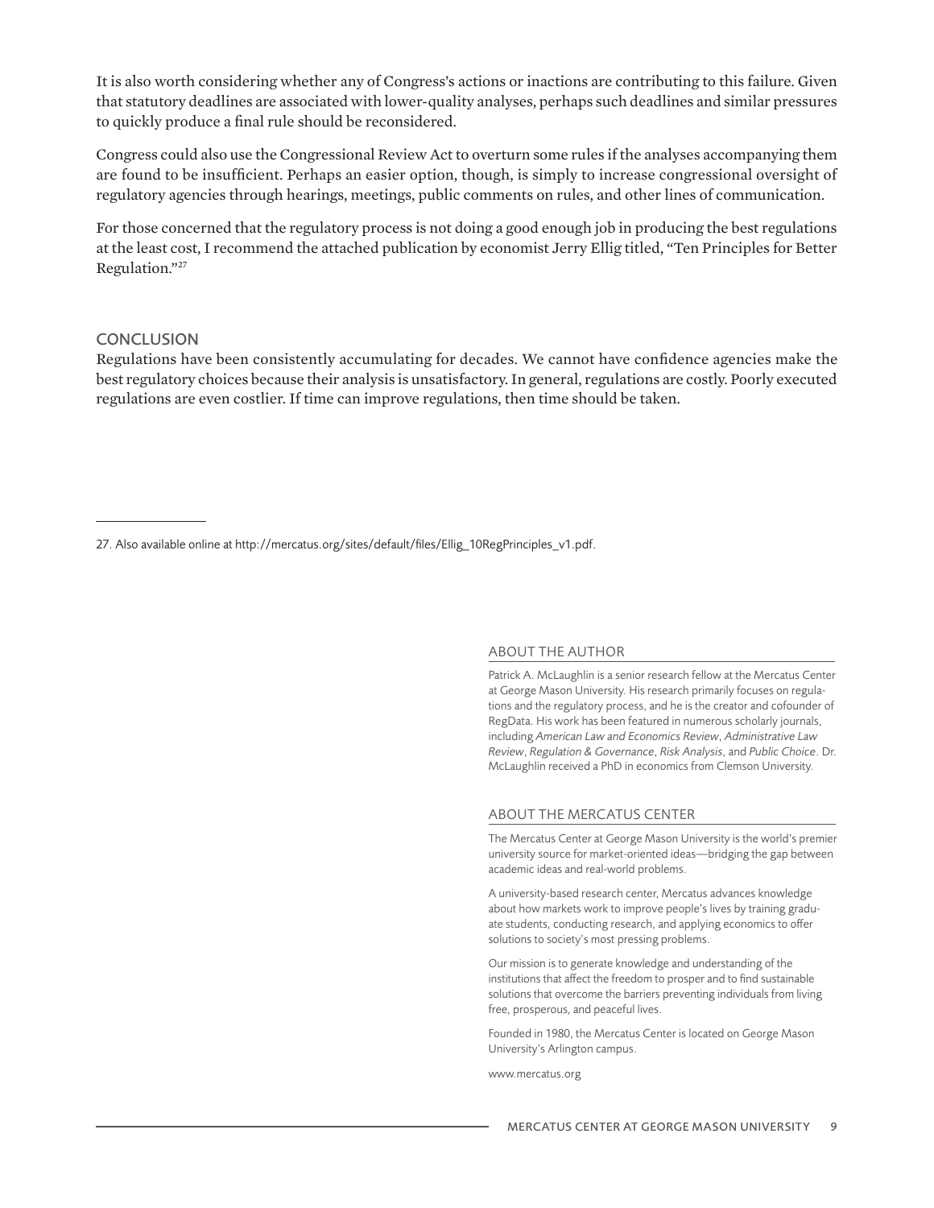It is also worth considering whether any of Congress's actions or inactions are contributing to this failure. Given that statutory deadlines are associated with lower-quality analyses, perhaps such deadlines and similar pressures to quickly produce a final rule should be reconsidered.

Congress could also use the Congressional Review Act to overturn some rules if the analyses accompanying them are found to be insufficient. Perhaps an easier option, though, is simply to increase congressional oversight of regulatory agencies through hearings, meetings, public comments on rules, and other lines of communication.

For those concerned that the regulatory process is not doing a good enough job in producing the best regulations at the least cost, I recommend the attached publication by economist Jerry Ellig titled, "Ten Principles for Better Regulation."[27]

## CONCLUSION

Regulations have been consistently accumulating for decades. We cannot have confidence agencies make the best regulatory choices because their analysis is unsatisfactory. In general, regulations are costly. Poorly executed regulations are even costlier. If time can improve regulations, then time should be taken.

27. Also available online at http://mercatus.org/sites/default/files/Ellig_10RegPrinciples_v1.pdf.

### ABOUT THE AUTHOR

Patrick A. McLaughlin is a senior research fellow at the Mercatus Center at George Mason University. His research primarily focuses on regulations and the regulatory process, and he is the creator and cofounder of RegData. His work has been featured in numerous scholarly journals, including *American Law and Economics Review*, *Administrative Law Review*, *Regulation & Governance*, *Risk Analysis*, and *Public Choice*. Dr. McLaughlin received a PhD in economics from Clemson University.

### ABOUT THE MERCATUS CENTER

The Mercatus Center at George Mason University is the world's premier university source for market-oriented ideas—bridging the gap between academic ideas and real-world problems.

A university-based research center, Mercatus advances knowledge about how markets work to improve people's lives by training graduate students, conducting research, and applying economics to offer solutions to society's most pressing problems.

Our mission is to generate knowledge and understanding of the institutions that affect the freedom to prosper and to find sustainable solutions that overcome the barriers preventing individuals from living free, prosperous, and peaceful lives.

Founded in 1980, the Mercatus Center is located on George Mason University's Arlington campus.

www.mercatus.org